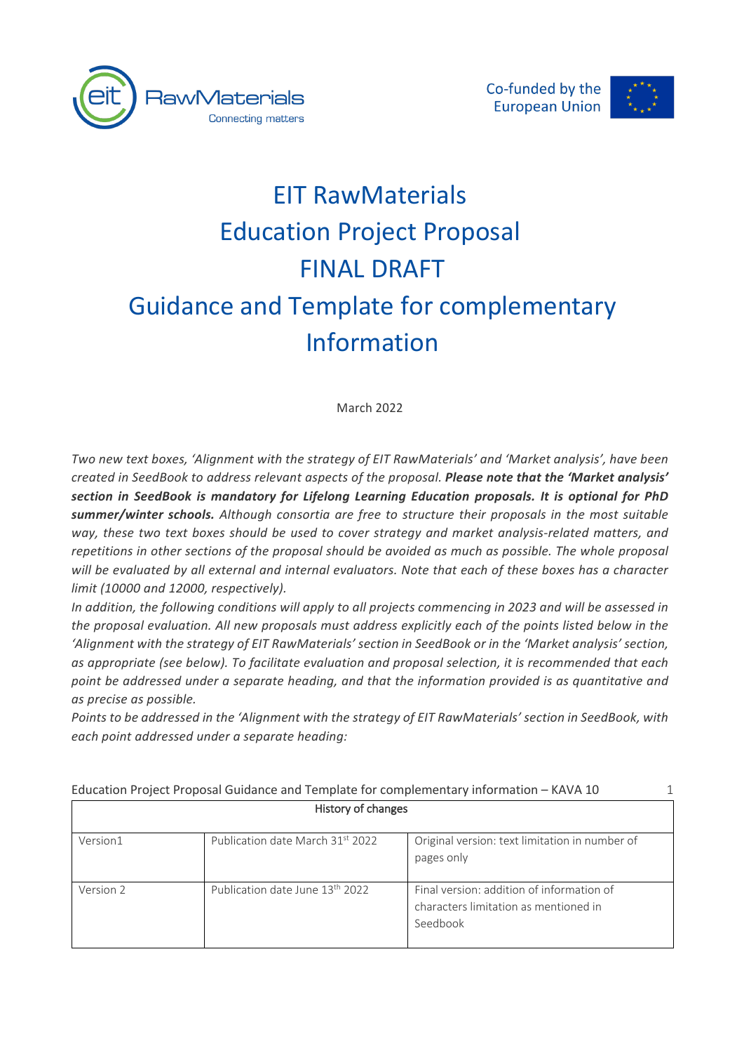# EIT RawMaterials Education Project Proposal FINAL DRAFT Guidance and Template for complementary Information

March 2022

*Two new text boxes, 'Alignment with the strategy of EIT RawMaterials' and 'Market analysis', have been created in SeedBook to address relevant aspects of the proposal.* ***Please note that the 'Market analysis' section in SeedBook is mandatory for Lifelong Learning Education proposals. It is optional for PhD summer/winter schools.*** *Although consortia are free to structure their proposals in the most suitable way, these two text boxes should be used to cover strategy and market analysis-related matters, and repetitions in other sections of the proposal should be avoided as much as possible. The whole proposal will be evaluated by all external and internal evaluators. Note that each of these boxes has a character limit (10000 and 12000, respectively).*

*In addition, the following conditions will apply to all projects commencing in 2023 and will be assessed in the proposal evaluation. All new proposals must address explicitly each of the points listed below in the 'Alignment with the strategy of EIT RawMaterials' section in SeedBook or in the 'Market analysis' section, as appropriate (see below). To facilitate evaluation and proposal selection, it is recommended that each point be addressed under a separate heading, and that the information provided is as quantitative and as precise as possible.*

*Points to be addressed in the 'Alignment with the strategy of EIT RawMaterials' section in SeedBook, with each point addressed under a separate heading:*

| History of changes | | |
|---|---|---|
| Version1 | Publication date March 31st 2022 | Original version: text limitation in number of pages only |
| Version 2 | Publication date June 13th 2022 | Final version: addition of information of characters limitation as mentioned in Seedbook |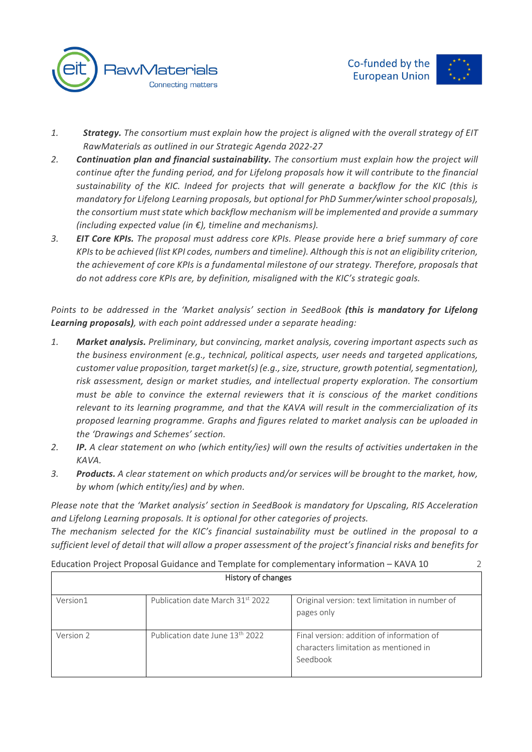1. ***Strategy.*** *The consortium must explain how the project is aligned with the overall strategy of EIT RawMaterials as outlined in our Strategic Agenda 2022-27*
2. ***Continuation plan and financial sustainability.*** *The consortium must explain how the project will continue after the funding period, and for Lifelong proposals how it will contribute to the financial sustainability of the KIC. Indeed for projects that will generate a backflow for the KIC (this is mandatory for Lifelong Learning proposals, but optional for PhD Summer/winter school proposals), the consortium must state which backflow mechanism will be implemented and provide a summary (including expected value (in €), timeline and mechanisms).*
3. ***EIT Core KPIs.*** *The proposal must address core KPIs. Please provide here a brief summary of core KPIs to be achieved (list KPI codes, numbers and timeline). Although this is not an eligibility criterion, the achievement of core KPIs is a fundamental milestone of our strategy. Therefore, proposals that do not address core KPIs are, by definition, misaligned with the KIC's strategic goals.*

*Points to be addressed in the 'Market analysis' section in SeedBook* ***(this is mandatory for Lifelong Learning proposals)****, with each point addressed under a separate heading:*

1. ***Market analysis.*** *Preliminary, but convincing, market analysis, covering important aspects such as the business environment (e.g., technical, political aspects, user needs and targeted applications, customer value proposition, target market(s) (e.g., size, structure, growth potential, segmentation), risk assessment, design or market studies, and intellectual property exploration. The consortium must be able to convince the external reviewers that it is conscious of the market conditions relevant to its learning programme, and that the KAVA will result in the commercialization of its proposed learning programme. Graphs and figures related to market analysis can be uploaded in the 'Drawings and Schemes' section.*
2. ***IP.*** *A clear statement on who (which entity/ies) will own the results of activities undertaken in the KAVA.*
3. ***Products.*** *A clear statement on which products and/or services will be brought to the market, how, by whom (which entity/ies) and by when.*

*Please note that the 'Market analysis' section in SeedBook is mandatory for Upscaling, RIS Acceleration and Lifelong Learning proposals. It is optional for other categories of projects.*
*The mechanism selected for the KIC's financial sustainability must be outlined in the proposal to a sufficient level of detail that will allow a proper assessment of the project's financial risks and benefits for*

| History of changes | | |
|---|---|---|
| Version1 | Publication date March 31st 2022 | Original version: text limitation in number of pages only |
| Version 2 | Publication date June 13th 2022 | Final version: addition of information of characters limitation as mentioned in Seedbook |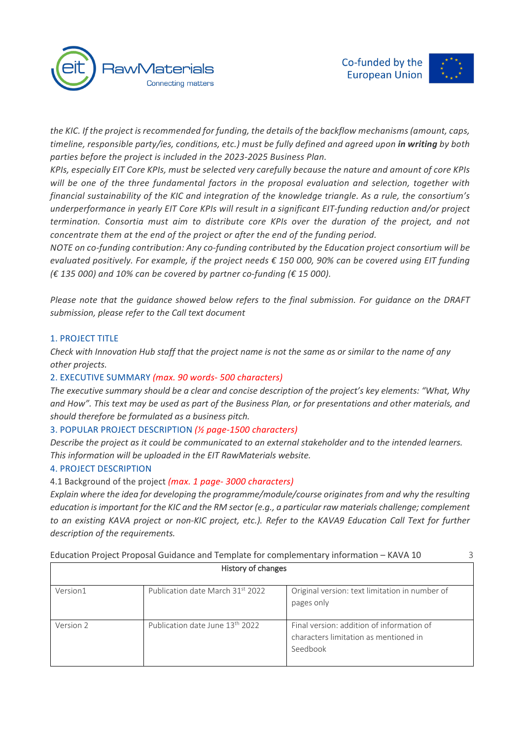*the KIC. If the project is recommended for funding, the details of the backflow mechanisms (amount, caps, timeline, responsible party/ies, conditions, etc.) must be fully defined and agreed upon* ***in writing*** *by both parties before the project is included in the 2023-2025 Business Plan.*

*KPIs, especially EIT Core KPIs, must be selected very carefully because the nature and amount of core KPIs will be one of the three fundamental factors in the proposal evaluation and selection, together with financial sustainability of the KIC and integration of the knowledge triangle. As a rule, the consortium's underperformance in yearly EIT Core KPIs will result in a significant EIT-funding reduction and/or project termination. Consortia must aim to distribute core KPIs over the duration of the project, and not concentrate them at the end of the project or after the end of the funding period.*

*NOTE on co-funding contribution: Any co-funding contributed by the Education project consortium will be evaluated positively. For example, if the project needs € 150 000, 90% can be covered using EIT funding (€ 135 000) and 10% can be covered by partner co-funding (€ 15 000).*

*Please note that the guidance showed below refers to the final submission. For guidance on the DRAFT submission, please refer to the Call text document*

## 1. PROJECT TITLE

*Check with Innovation Hub staff that the project name is not the same as or similar to the name of any other projects.*

## 2. EXECUTIVE SUMMARY *(max. 90 words- 500 characters)*

*The executive summary should be a clear and concise description of the project's key elements: "What, Why and How". This text may be used as part of the Business Plan, or for presentations and other materials, and should therefore be formulated as a business pitch.*

## 3. POPULAR PROJECT DESCRIPTION *(½ page-1500 characters)*

*Describe the project as it could be communicated to an external stakeholder and to the intended learners. This information will be uploaded in the EIT RawMaterials website.*

## 4. PROJECT DESCRIPTION

### 4.1 Background of the project *(max. 1 page- 3000 characters)*

*Explain where the idea for developing the programme/module/course originates from and why the resulting education is important for the KIC and the RM sector (e.g., a particular raw materials challenge; complement to an existing KAVA project or non-KIC project, etc.). Refer to the KAVA9 Education Call Text for further description of the requirements.*

| History of changes | | |
|---|---|---|
| Version1 | Publication date March 31st 2022 | Original version: text limitation in number of pages only |
| Version 2 | Publication date June 13th 2022 | Final version: addition of information of characters limitation as mentioned in Seedbook |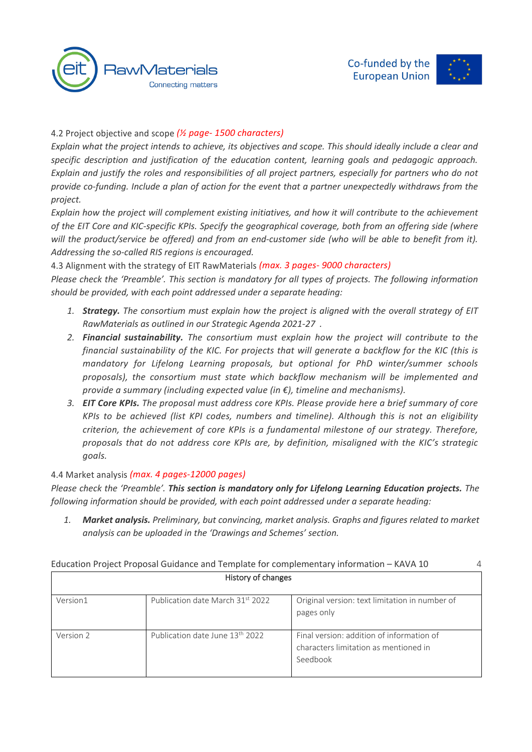4.2 Project objective and scope *(½ page- 1500 characters)*

*Explain what the project intends to achieve, its objectives and scope. This should ideally include a clear and specific description and justification of the education content, learning goals and pedagogic approach. Explain and justify the roles and responsibilities of all project partners, especially for partners who do not provide co-funding. Include a plan of action for the event that a partner unexpectedly withdraws from the project.*

*Explain how the project will complement existing initiatives, and how it will contribute to the achievement of the EIT Core and KIC-specific KPIs. Specify the geographical coverage, both from an offering side (where will the product/service be offered) and from an end-customer side (who will be able to benefit from it). Addressing the so-called RIS regions is encouraged.*

4.3 Alignment with the strategy of EIT RawMaterials *(max. 3 pages- 9000 characters)*

*Please check the 'Preamble'. This section is mandatory for all types of projects. The following information should be provided, with each point addressed under a separate heading:*

1. ***Strategy.*** *The consortium must explain how the project is aligned with the overall strategy of EIT RawMaterials as outlined in our Strategic Agenda 2021-27 .*
2. ***Financial sustainability.*** *The consortium must explain how the project will contribute to the financial sustainability of the KIC. For projects that will generate a backflow for the KIC (this is mandatory for Lifelong Learning proposals, but optional for PhD winter/summer schools proposals), the consortium must state which backflow mechanism will be implemented and provide a summary (including expected value (in €), timeline and mechanisms).*
3. ***EIT Core KPIs.*** *The proposal must address core KPIs. Please provide here a brief summary of core KPIs to be achieved (list KPI codes, numbers and timeline). Although this is not an eligibility criterion, the achievement of core KPIs is a fundamental milestone of our strategy. Therefore, proposals that do not address core KPIs are, by definition, misaligned with the KIC's strategic goals.*

4.4 Market analysis *(max. 4 pages-12000 pages)*

*Please check the 'Preamble'.* ***This section is mandatory only for Lifelong Learning Education projects.*** *The following information should be provided, with each point addressed under a separate heading:*

1. ***Market analysis.*** *Preliminary, but convincing, market analysis. Graphs and figures related to market analysis can be uploaded in the 'Drawings and Schemes' section.*

| History of changes | | |
|---|---|---|
| Version1 | Publication date March 31st 2022 | Original version: text limitation in number of pages only |
| Version 2 | Publication date June 13th 2022 | Final version: addition of information of characters limitation as mentioned in Seedbook |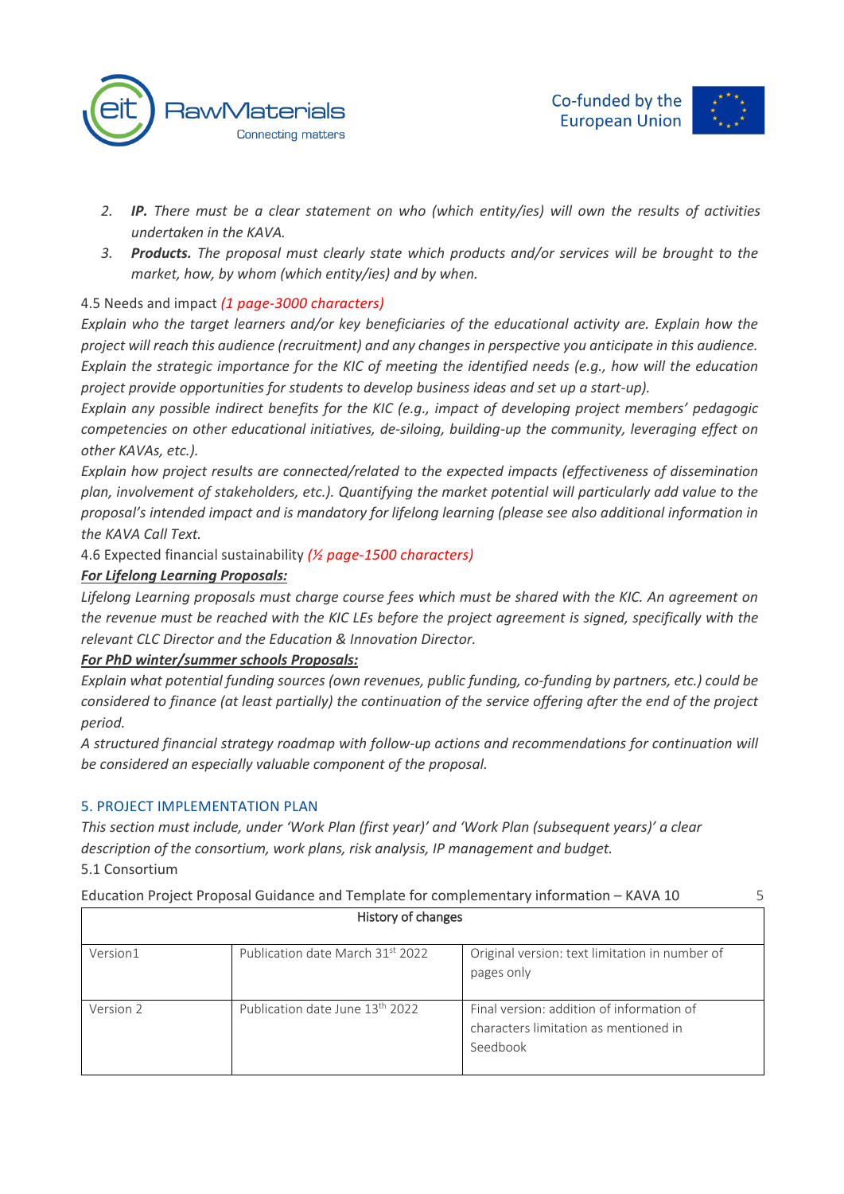2. ***IP.*** *There must be a clear statement on who (which entity/ies) will own the results of activities undertaken in the KAVA.*
3. ***Products.*** *The proposal must clearly state which products and/or services will be brought to the market, how, by whom (which entity/ies) and by when.*

4.5 Needs and impact *(1 page-3000 characters)*

*Explain who the target learners and/or key beneficiaries of the educational activity are. Explain how the project will reach this audience (recruitment) and any changes in perspective you anticipate in this audience. Explain the strategic importance for the KIC of meeting the identified needs (e.g., how will the education project provide opportunities for students to develop business ideas and set up a start-up).*

*Explain any possible indirect benefits for the KIC (e.g., impact of developing project members' pedagogic competencies on other educational initiatives, de-siloing, building-up the community, leveraging effect on other KAVAs, etc.).*

*Explain how project results are connected/related to the expected impacts (effectiveness of dissemination plan, involvement of stakeholders, etc.). Quantifying the market potential will particularly add value to the proposal's intended impact and is mandatory for lifelong learning (please see also additional information in the KAVA Call Text.*

4.6 Expected financial sustainability *(½ page-1500 characters)*

***<u>For Lifelong Learning Proposals:</u>***

*Lifelong Learning proposals must charge course fees which must be shared with the KIC. An agreement on the revenue must be reached with the KIC LEs before the project agreement is signed, specifically with the relevant CLC Director and the Education & Innovation Director.*

***<u>For PhD winter/summer schools Proposals:</u>***

*Explain what potential funding sources (own revenues, public funding, co-funding by partners, etc.) could be considered to finance (at least partially) the continuation of the service offering after the end of the project period.*

*A structured financial strategy roadmap with follow-up actions and recommendations for continuation will be considered an especially valuable component of the proposal.*

## 5. PROJECT IMPLEMENTATION PLAN

*This section must include, under 'Work Plan (first year)' and 'Work Plan (subsequent years)' a clear description of the consortium, work plans, risk analysis, IP management and budget.*

5.1 Consortium

| History of changes | | |
|---|---|---|
| Version1 | Publication date March 31st 2022 | Original version: text limitation in number of pages only |
| Version 2 | Publication date June 13th 2022 | Final version: addition of information of characters limitation as mentioned in Seedbook |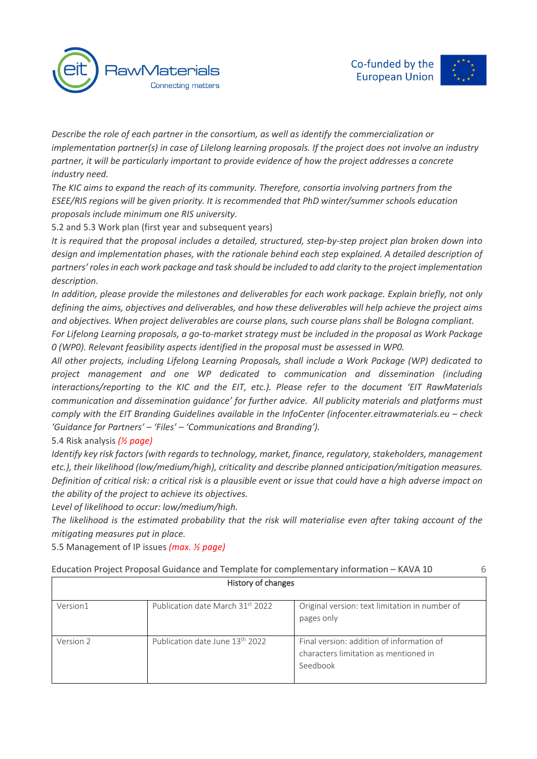*Describe the role of each partner in the consortium, as well as identify the commercialization or implementation partner(s) in case of Lilelong learning proposals. If the project does not involve an industry partner, it will be particularly important to provide evidence of how the project addresses a concrete industry need.*

*The KIC aims to expand the reach of its community. Therefore, consortia involving partners from the ESEE/RIS regions will be given priority. It is recommended that PhD winter/summer schools education proposals include minimum one RIS university.*

5.2 and 5.3 Work plan (first year and subsequent years)

*It is required that the proposal includes a detailed, structured, step-by-step project plan broken down into design and implementation phases, with the rationale behind each step* explained. *A detailed description of partners' roles in each work package and task should be included to add clarity to the project implementation description.*

*In addition, please provide the milestones and deliverables for each work package. Explain briefly, not only defining the aims, objectives and deliverables, and how these deliverables will help achieve the project aims and objectives. When project deliverables are course plans, such course plans shall be Bologna compliant.*

*For Lifelong Learning proposals, a go-to-market strategy must be included in the proposal as Work Package 0 (WP0). Relevant feasibility aspects identified in the proposal must be assessed in WP0.*

*All other projects, including Lifelong Learning Proposals, shall include a Work Package (WP) dedicated to project management and one WP dedicated to communication and dissemination (including interactions/reporting to the KIC and the EIT, etc.). Please refer to the document 'EIT RawMaterials communication and dissemination guidance' for further advice. All publicity materials and platforms must comply with the EIT Branding Guidelines available in the InfoCenter (infocenter.eitrawmaterials.eu – check 'Guidance for Partners' – 'Files' – 'Communications and Branding').*

5.4 Risk analysis *(½ page)*

*Identify key risk factors (with regards to technology, market, finance, regulatory, stakeholders, management etc.), their likelihood (low/medium/high), criticality and describe planned anticipation/mitigation measures.*

*Definition of critical risk: a critical risk is a plausible event or issue that could have a high adverse impact on the ability of the project to achieve its objectives.*

*Level of likelihood to occur: low/medium/high.*

*The likelihood is the estimated probability that the risk will materialise even after taking account of the mitigating measures put in place.*

5.5 Management of IP issues *(max. ½ page)*

| History of changes | | |
|---|---|---|
| Version1 | Publication date March 31st 2022 | Original version: text limitation in number of pages only |
| Version 2 | Publication date June 13th 2022 | Final version: addition of information of characters limitation as mentioned in Seedbook |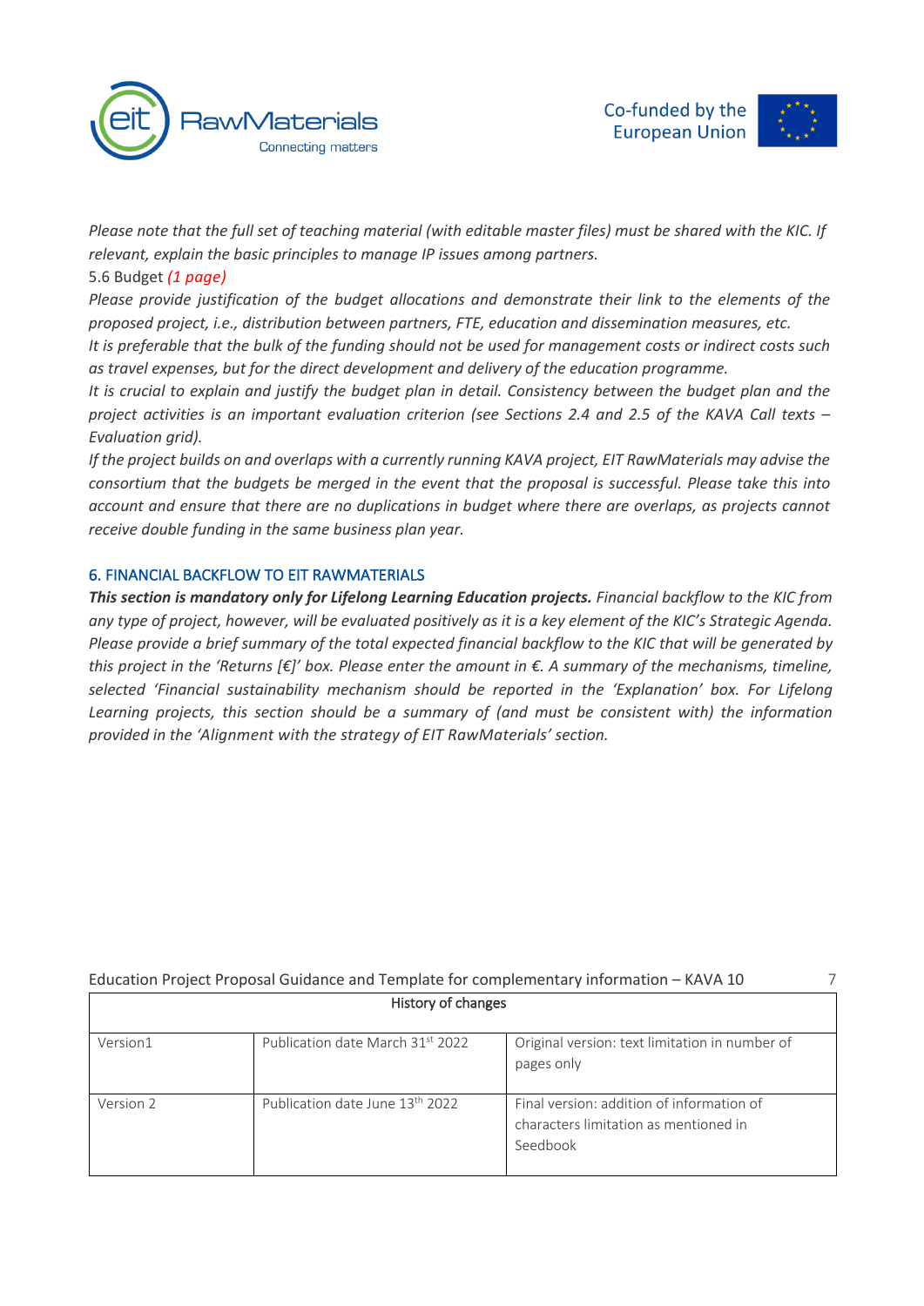*Please note that the full set of teaching material (with editable master files) must be shared with the KIC. If relevant, explain the basic principles to manage IP issues among partners.*

5.6 Budget *(1 page)*

*Please provide justification of the budget allocations and demonstrate their link to the elements of the proposed project, i.e., distribution between partners, FTE, education and dissemination measures, etc.*

*It is preferable that the bulk of the funding should not be used for management costs or indirect costs such as travel expenses, but for the direct development and delivery of the education programme.*

*It is crucial to explain and justify the budget plan in detail. Consistency between the budget plan and the project activities is an important evaluation criterion (see Sections 2.4 and 2.5 of the KAVA Call texts – Evaluation grid).*

*If the project builds on and overlaps with a currently running KAVA project, EIT RawMaterials may advise the consortium that the budgets be merged in the event that the proposal is successful. Please take this into account and ensure that there are no duplications in budget where there are overlaps, as projects cannot receive double funding in the same business plan year.*

## 6. FINANCIAL BACKFLOW TO EIT RAWMATERIALS

***This section is mandatory only for Lifelong Learning Education projects.*** *Financial backflow to the KIC from any type of project, however, will be evaluated positively as it is a key element of the KIC's Strategic Agenda. Please provide a brief summary of the total expected financial backflow to the KIC that will be generated by this project in the 'Returns [€]' box. Please enter the amount in €. A summary of the mechanisms, timeline, selected 'Financial sustainability mechanism should be reported in the 'Explanation' box. For Lifelong Learning projects, this section should be a summary of (and must be consistent with) the information provided in the 'Alignment with the strategy of EIT RawMaterials' section.*

| History of changes | | |
| --- | --- | --- |
| Version1 | Publication date March 31st 2022 | Original version: text limitation in number of pages only |
| Version 2 | Publication date June 13th 2022 | Final version: addition of information of characters limitation as mentioned in Seedbook |